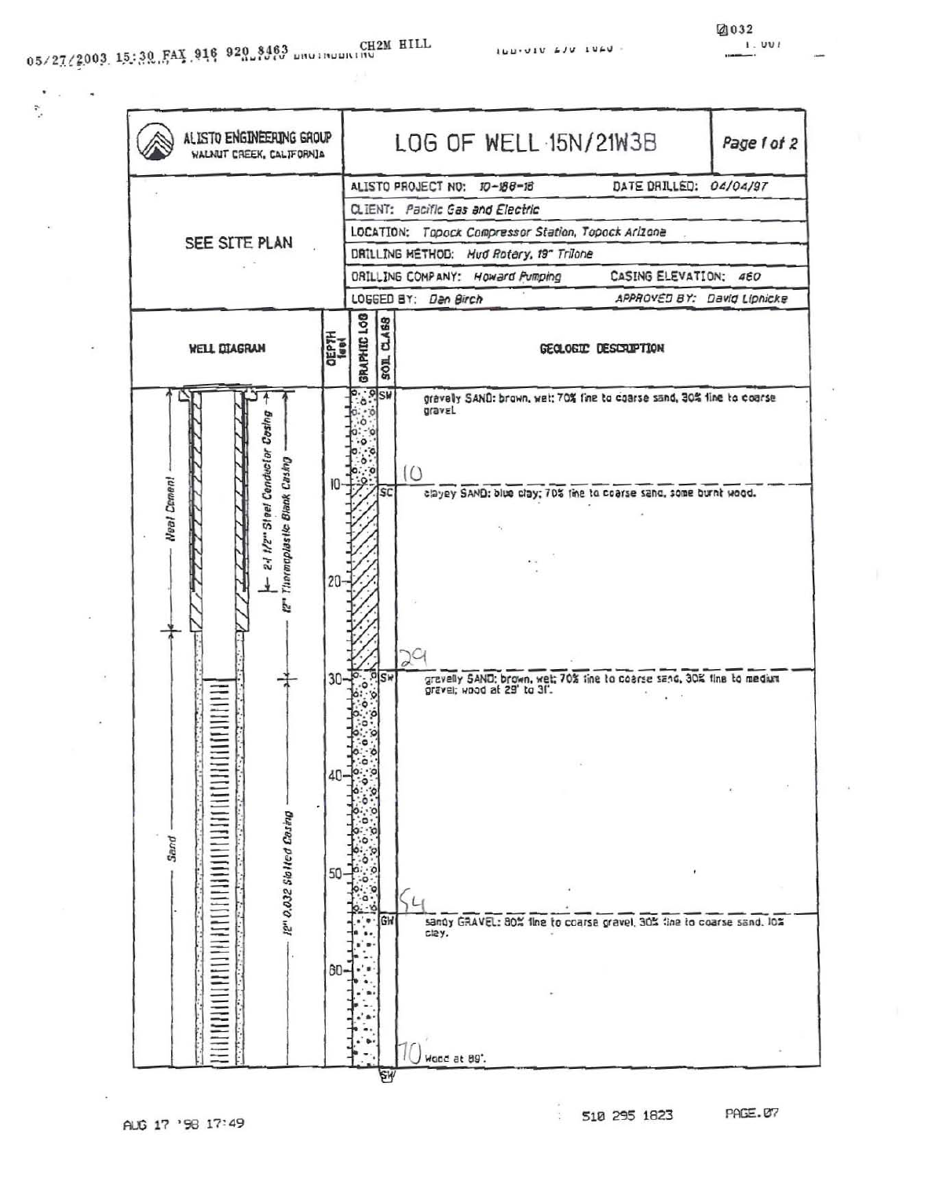# LOG OF WELL 15N/21W3B

**ALISTO ENGINEERING GROUP**
WALNUT CREEK, CALIFORNIA

Page 1 of 2

| | | |
|---|---|---|
| SEE SITE PLAN | ALISTO PROJECT NO: 10-188-16 | DATE DRILLED: 04/04/97 |
| | CLIENT: Pacific Gas and Electric | |
| | LOCATION: Topock Compressor Station, Topock Arizona | |
| | DRILLING METHOD: Mud Rotary, 19" Trilone | |
| | DRILLING COMPANY: Howard Pumping | CASING ELEVATION: 460 |
| | LOGGED BY: Dan Birch | APPROVED BY: David Lipnicke |

**WELL DIAGRAM**

- Neat Cement
- Sand
- 24 1/2" Steel Conductor Casing
- 12" Thermoplastic Blank Casing
- 12" 0.032 Slotted Casing

| DEPTH feet | SOIL CLASS | GEOLOGIC DESCRIPTION |
|---|---|---|
| 0–10 | SW | gravelly SAND: brown, wet; 70% fine to coarse sand, 30% fine to coarse gravel. |
| 10–29 | SC | clayey SAND: blue clay; 70% fine to coarse sand, some burnt wood. |
| 29–54 | SW | gravelly SAND: brown, wet; 70% fine to coarse sand, 30% fine to medium gravel; wood at 29' to 31'. |
| 54–70 | GW | sandy GRAVEL: 80% fine to coarse gravel, 30% fine to coarse sand, 10% clay. Wood at 69'. |
| 70– | SW | |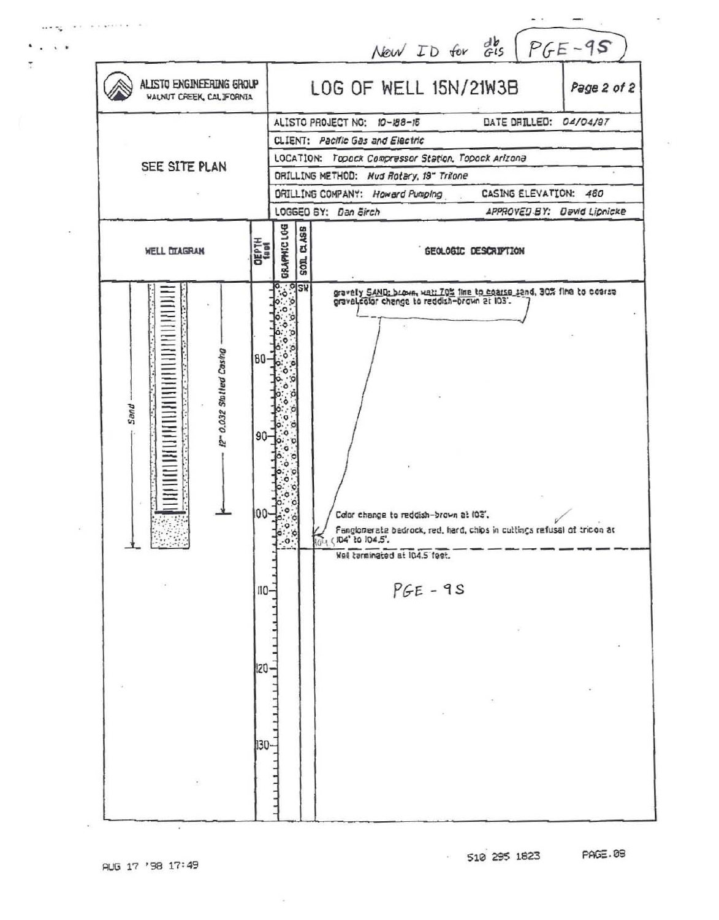New ID for db GIS PGE-9S

# LOG OF WELL 15N/21W3B

ALISTO ENGINEERING GROUP
WALNUT CREEK, CALIFORNIA

SEE SITE PLAN

| | |
|---|---|
| ALISTO PROJECT NO: 10-188-16 | DATE DRILLED: 04/04/97 |
| CLIENT: Pacific Gas and Electric | |
| LOCATION: Topock Compressor Station, Topock Arizona | |
| DRILLING METHOD: Mud Rotary, 19" Tricone | |
| DRILLING COMPANY: Howard Pumping | CASING ELEVATION: 480 |
| LOGGED BY: Dan Birch | APPROVED BY: David Lipnicke |

WELL DIAGRAM | DEPTH feet | GRAPHIC LOG | SOIL CLASS | GEOLOGIC DESCRIPTION

Well diagram labels: Sand; 12" 0.032 Slotted Casing

Depth scale: 80, 90, 100, 110, 120, 130

SW — gravelly SAND: brown, wet; 70% fine to coarse sand, 30% fine to coarse gravel. Color change to reddish-brown at 103'.

Color change to reddish-brown at 103'.

Fanglomerate bedrock, red, hard, chips in cuttings refusal of tricon at 104' to 104.5'.

Well terminated at 104.5 feet.

PGE - 9S

AUG 17 '98 17:49 510 295 1823 PAGE.09